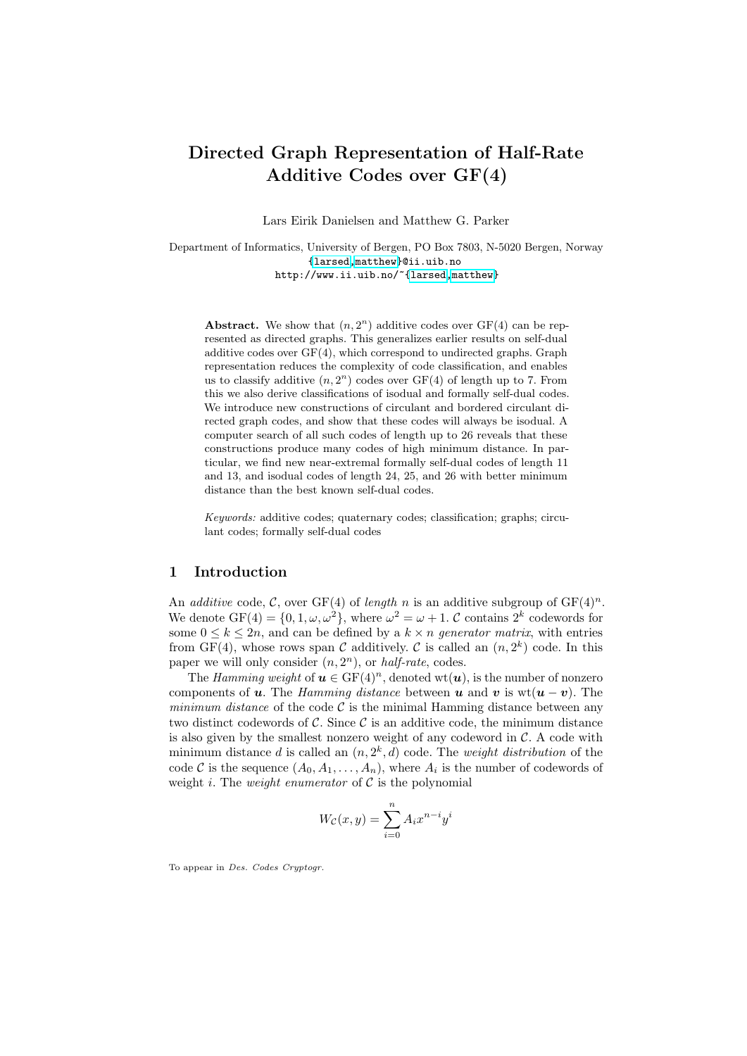# Directed Graph Representation of Half-Rate Additive Codes over GF(4)

Lars Eirik Danielsen and Matthew G. Parker

Department of Informatics, University of Bergen, PO Box 7803, N-5020 Bergen, Norway
{larsed,matthew}@ii.uib.no
http://www.ii.uib.no/~{larsed,matthew}

**Abstract.** We show that $(n, 2^n)$ additive codes over GF(4) can be represented as directed graphs. This generalizes earlier results on self-dual additive codes over GF(4), which correspond to undirected graphs. Graph representation reduces the complexity of code classification, and enables us to classify additive $(n, 2^n)$ codes over GF(4) of length up to 7. From this we also derive classifications of isodual and formally self-dual codes. We introduce new constructions of circulant and bordered circulant directed graph codes, and show that these codes will always be isodual. A computer search of all such codes of length up to 26 reveals that these constructions produce many codes of high minimum distance. In particular, we find new near-extremal formally self-dual codes of length 11 and 13, and isodual codes of length 24, 25, and 26 with better minimum distance than the best known self-dual codes.

*Keywords:* additive codes; quaternary codes; classification; graphs; circulant codes; formally self-dual codes

## 1 Introduction

An *additive* code, $\mathcal{C}$, over GF(4) of *length* $n$ is an additive subgroup of $\mathrm{GF}(4)^n$. We denote $\mathrm{GF}(4) = \{0, 1, \omega, \omega^2\}$, where $\omega^2 = \omega + 1$. $\mathcal{C}$ contains $2^k$ codewords for some $0 \leq k \leq 2n$, and can be defined by a $k \times n$ *generator matrix*, with entries from GF(4), whose rows span $\mathcal{C}$ additively. $\mathcal{C}$ is called an $(n, 2^k)$ code. In this paper we will only consider $(n, 2^n)$, or *half-rate*, codes.

The *Hamming weight* of $\boldsymbol{u} \in \mathrm{GF}(4)^n$, denoted $\mathrm{wt}(\boldsymbol{u})$, is the number of nonzero components of $\boldsymbol{u}$. The *Hamming distance* between $\boldsymbol{u}$ and $\boldsymbol{v}$ is $\mathrm{wt}(\boldsymbol{u} - \boldsymbol{v})$. The *minimum distance* of the code $\mathcal{C}$ is the minimal Hamming distance between any two distinct codewords of $\mathcal{C}$. Since $\mathcal{C}$ is an additive code, the minimum distance is also given by the smallest nonzero weight of any codeword in $\mathcal{C}$. A code with minimum distance $d$ is called an $(n, 2^k, d)$ code. The *weight distribution* of the code $\mathcal{C}$ is the sequence $(A_0, A_1, \ldots, A_n)$, where $A_i$ is the number of codewords of weight $i$. The *weight enumerator* of $\mathcal{C}$ is the polynomial

$$W_{\mathcal{C}}(x, y) = \sum_{i=0}^{n} A_i x^{n-i} y^i$$

To appear in *Des. Codes Cryptogr.*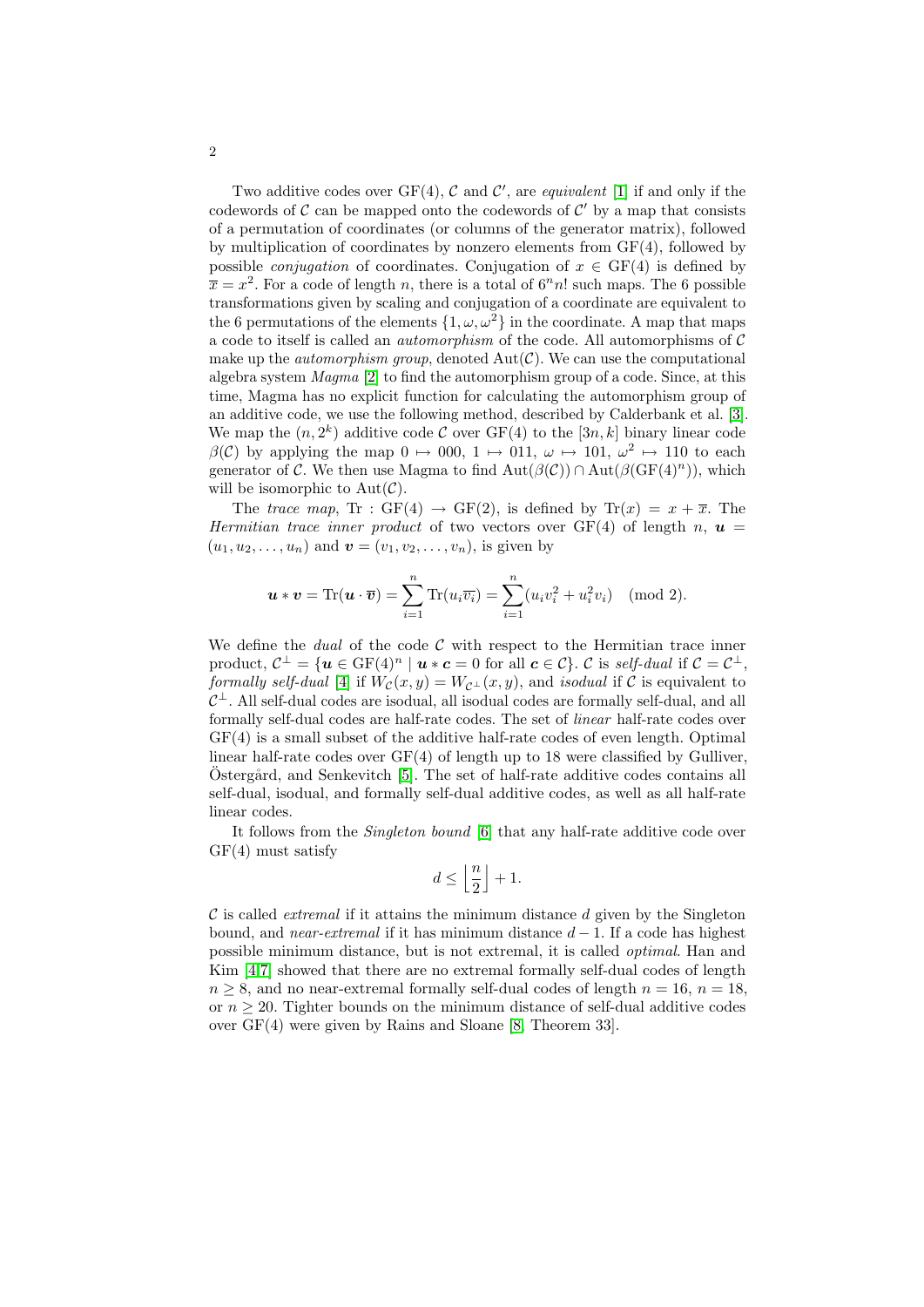Two additive codes over GF(4), $\mathcal{C}$ and $\mathcal{C}'$, are *equivalent* [1] if and only if the codewords of $\mathcal{C}$ can be mapped onto the codewords of $\mathcal{C}'$ by a map that consists of a permutation of coordinates (or columns of the generator matrix), followed by multiplication of coordinates by nonzero elements from GF(4), followed by possible *conjugation* of coordinates. Conjugation of $x \in \mathrm{GF}(4)$ is defined by $\overline{x} = x^2$. For a code of length $n$, there is a total of $6^n n!$ such maps. The 6 possible transformations given by scaling and conjugation of a coordinate are equivalent to the 6 permutations of the elements $\{1, \omega, \omega^2\}$ in the coordinate. A map that maps a code to itself is called an *automorphism* of the code. All automorphisms of $\mathcal{C}$ make up the *automorphism group*, denoted $\mathrm{Aut}(\mathcal{C})$. We can use the computational algebra system *Magma* [2] to find the automorphism group of a code. Since, at this time, Magma has no explicit function for calculating the automorphism group of an additive code, we use the following method, described by Calderbank et al. [3]. We map the $(n, 2^k)$ additive code $\mathcal{C}$ over GF(4) to the $[3n, k]$ binary linear code $\beta(\mathcal{C})$ by applying the map $0 \mapsto 000$, $1 \mapsto 011$, $\omega \mapsto 101$, $\omega^2 \mapsto 110$ to each generator of $\mathcal{C}$. We then use Magma to find $\mathrm{Aut}(\beta(\mathcal{C})) \cap \mathrm{Aut}(\beta(\mathrm{GF}(4)^n))$, which will be isomorphic to $\mathrm{Aut}(\mathcal{C})$.

The *trace map*, $\mathrm{Tr} : \mathrm{GF}(4) \to \mathrm{GF}(2)$, is defined by $\mathrm{Tr}(x) = x + \overline{x}$. The *Hermitian trace inner product* of two vectors over GF(4) of length $n$, $\boldsymbol{u} = (u_1, u_2, \ldots, u_n)$ and $\boldsymbol{v} = (v_1, v_2, \ldots, v_n)$, is given by

$$\boldsymbol{u} * \boldsymbol{v} = \mathrm{Tr}(\boldsymbol{u} \cdot \overline{\boldsymbol{v}}) = \sum_{i=1}^{n} \mathrm{Tr}(u_i \overline{v_i}) = \sum_{i=1}^{n} (u_i v_i^2 + u_i^2 v_i) \pmod 2.$$

We define the *dual* of the code $\mathcal{C}$ with respect to the Hermitian trace inner product, $\mathcal{C}^\perp = \{\boldsymbol{u} \in \mathrm{GF}(4)^n \mid \boldsymbol{u} * \boldsymbol{c} = 0 \text{ for all } \boldsymbol{c} \in \mathcal{C}\}$. $\mathcal{C}$ is *self-dual* if $\mathcal{C} = \mathcal{C}^\perp$, *formally self-dual* [4] if $W_{\mathcal{C}}(x, y) = W_{\mathcal{C}^\perp}(x, y)$, and *isodual* if $\mathcal{C}$ is equivalent to $\mathcal{C}^\perp$. All self-dual codes are isodual, all isodual codes are formally self-dual, and all formally self-dual codes are half-rate codes. The set of *linear* half-rate codes over GF(4) is a small subset of the additive half-rate codes of even length. Optimal linear half-rate codes over GF(4) of length up to 18 were classified by Gulliver, Östergård, and Senkevitch [5]. The set of half-rate additive codes contains all self-dual, isodual, and formally self-dual additive codes, as well as all half-rate linear codes.

It follows from the *Singleton bound* [6] that any half-rate additive code over GF(4) must satisfy

$$d \leq \left\lfloor \frac{n}{2} \right\rfloor + 1.$$

$\mathcal{C}$ is called *extremal* if it attains the minimum distance $d$ given by the Singleton bound, and *near-extremal* if it has minimum distance $d - 1$. If a code has highest possible minimum distance, but is not extremal, it is called *optimal*. Han and Kim [4,7] showed that there are no extremal formally self-dual codes of length $n \geq 8$, and no near-extremal formally self-dual codes of length $n = 16$, $n = 18$, or $n \geq 20$. Tighter bounds on the minimum distance of self-dual additive codes over GF(4) were given by Rains and Sloane [8, Theorem 33].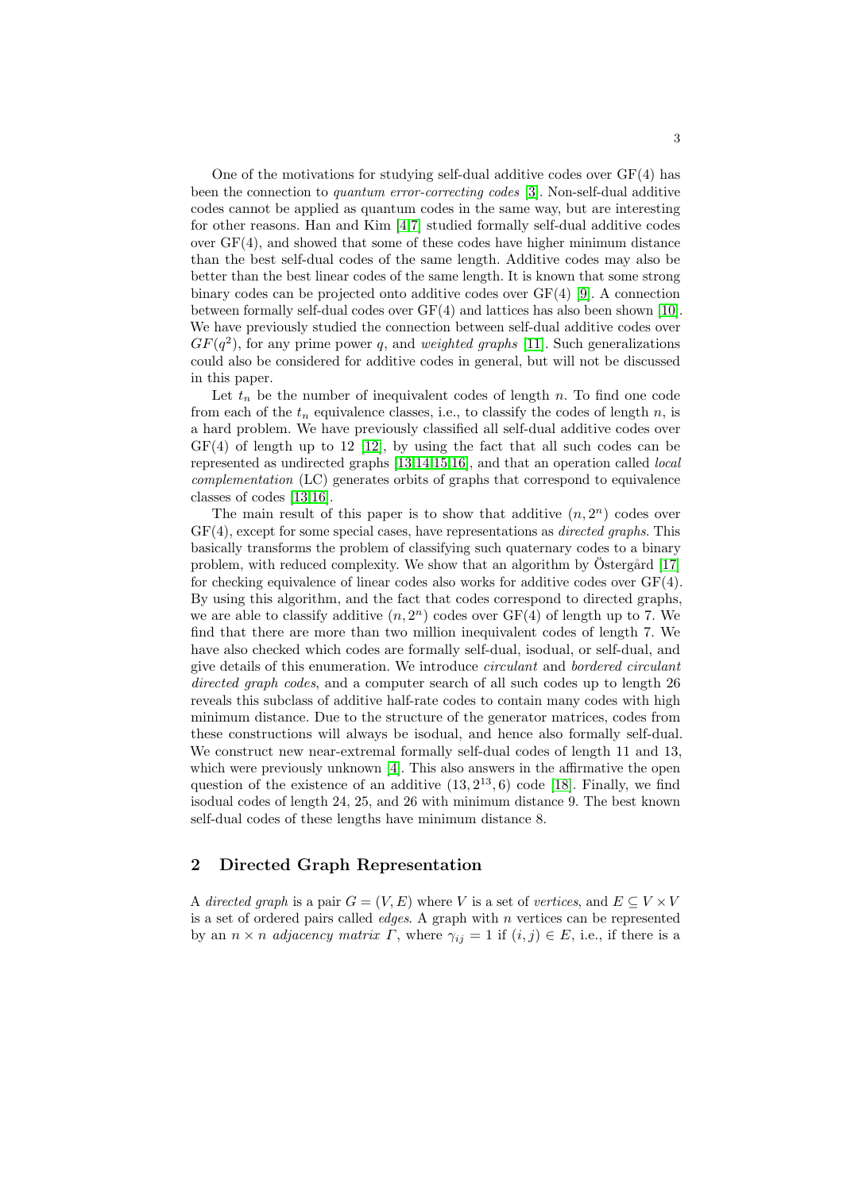One of the motivations for studying self-dual additive codes over GF(4) has been the connection to *quantum error-correcting codes* [3]. Non-self-dual additive codes cannot be applied as quantum codes in the same way, but are interesting for other reasons. Han and Kim [4,7] studied formally self-dual additive codes over GF(4), and showed that some of these codes have higher minimum distance than the best self-dual codes of the same length. Additive codes may also be better than the best linear codes of the same length. It is known that some strong binary codes can be projected onto additive codes over GF(4) [9]. A connection between formally self-dual codes over GF(4) and lattices has also been shown [10]. We have previously studied the connection between self-dual additive codes over $GF(q^2)$, for any prime power $q$, and *weighted graphs* [11]. Such generalizations could also be considered for additive codes in general, but will not be discussed in this paper.

Let $t_n$ be the number of inequivalent codes of length $n$. To find one code from each of the $t_n$ equivalence classes, i.e., to classify the codes of length $n$, is a hard problem. We have previously classified all self-dual additive codes over GF(4) of length up to 12 [12], by using the fact that all such codes can be represented as undirected graphs [13,14,15,16], and that an operation called *local complementation* (LC) generates orbits of graphs that correspond to equivalence classes of codes [13,16].

The main result of this paper is to show that additive $(n, 2^n)$ codes over GF(4), except for some special cases, have representations as *directed graphs*. This basically transforms the problem of classifying such quaternary codes to a binary problem, with reduced complexity. We show that an algorithm by Östergård [17] for checking equivalence of linear codes also works for additive codes over GF(4). By using this algorithm, and the fact that codes correspond to directed graphs, we are able to classify additive $(n, 2^n)$ codes over GF(4) of length up to 7. We find that there are more than two million inequivalent codes of length 7. We have also checked which codes are formally self-dual, isodual, or self-dual, and give details of this enumeration. We introduce *circulant* and *bordered circulant directed graph codes*, and a computer search of all such codes up to length 26 reveals this subclass of additive half-rate codes to contain many codes with high minimum distance. Due to the structure of the generator matrices, codes from these constructions will always be isodual, and hence also formally self-dual. We construct new near-extremal formally self-dual codes of length 11 and 13, which were previously unknown [4]. This also answers in the affirmative the open question of the existence of an additive $(13, 2^{13}, 6)$ code [18]. Finally, we find isodual codes of length 24, 25, and 26 with minimum distance 9. The best known self-dual codes of these lengths have minimum distance 8.

## 2 Directed Graph Representation

A *directed graph* is a pair $G = (V, E)$ where $V$ is a set of *vertices*, and $E \subseteq V \times V$ is a set of ordered pairs called *edges*. A graph with $n$ vertices can be represented by an $n \times n$ *adjacency matrix* $\Gamma$, where $\gamma_{ij} = 1$ if $(i, j) \in E$, i.e., if there is a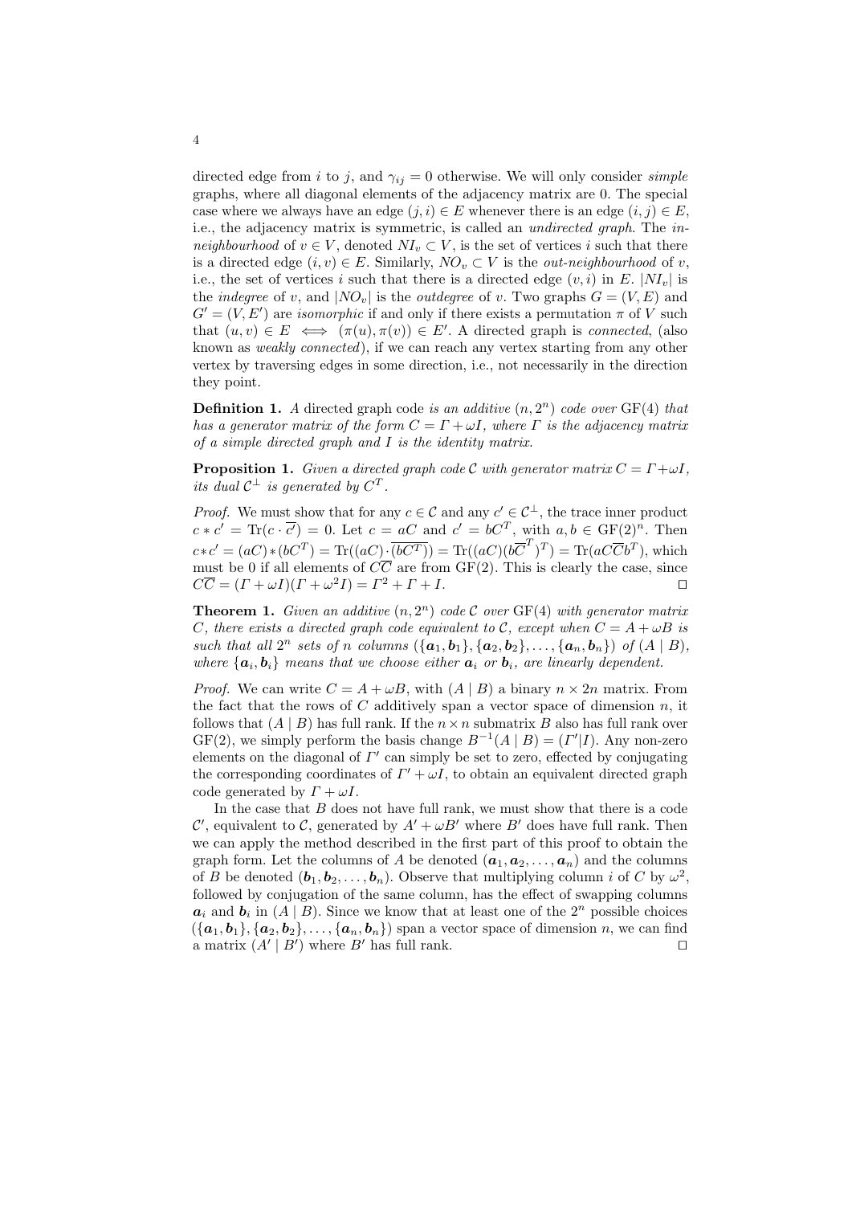directed edge from $i$ to $j$, and $\gamma_{ij} = 0$ otherwise. We will only consider *simple* graphs, where all diagonal elements of the adjacency matrix are 0. The special case where we always have an edge $(j,i) \in E$ whenever there is an edge $(i,j) \in E$, i.e., the adjacency matrix is symmetric, is called an *undirected graph*. The *in-neighbourhood* of $v \in V$, denoted $NI_v \subset V$, is the set of vertices $i$ such that there is a directed edge $(i,v) \in E$. Similarly, $NO_v \subset V$ is the *out-neighbourhood* of $v$, i.e., the set of vertices $i$ such that there is a directed edge $(v,i)$ in $E$. $|NI_v|$ is the *indegree* of $v$, and $|NO_v|$ is the *outdegree* of $v$. Two graphs $G = (V,E)$ and $G' = (V,E')$ are *isomorphic* if and only if there exists a permutation $\pi$ of $V$ such that $(u,v) \in E \iff (\pi(u), \pi(v)) \in E'$. A directed graph is *connected*, (also known as *weakly connected*), if we can reach any vertex starting from any other vertex by traversing edges in some direction, i.e., not necessarily in the direction they point.

**Definition 1.** *A* directed graph code *is an additive $(n, 2^n)$ code over $\mathrm{GF}(4)$ that has a generator matrix of the form $C = \Gamma + \omega I$, where $\Gamma$ is the adjacency matrix of a simple directed graph and $I$ is the identity matrix.*

**Proposition 1.** *Given a directed graph code $\mathcal{C}$ with generator matrix $C = \Gamma + \omega I$, its dual $\mathcal{C}^\perp$ is generated by $C^T$.*

*Proof.* We must show that for any $c \in \mathcal{C}$ and any $c' \in \mathcal{C}^\perp$, the trace inner product $c * c' = \mathrm{Tr}(c \cdot \overline{c'}) = 0$. Let $c = aC$ and $c' = bC^T$, with $a, b \in \mathrm{GF}(2)^n$. Then $c * c' = (aC) * (bC^T) = \mathrm{Tr}((aC) \cdot \overline{(bC^T)}) = \mathrm{Tr}((aC)(b\overline{C}^T)^T) = \mathrm{Tr}(aC\overline{C}b^T)$, which must be 0 if all elements of $C\overline{C}$ are from $\mathrm{GF}(2)$. This is clearly the case, since $C\overline{C} = (\Gamma + \omega I)(\Gamma + \omega^2 I) = \Gamma^2 + \Gamma + I$. $\square$

**Theorem 1.** *Given an additive $(n, 2^n)$ code $\mathcal{C}$ over $\mathrm{GF}(4)$ with generator matrix $C$, there exists a directed graph code equivalent to $\mathcal{C}$, except when $C = A + \omega B$ is such that all $2^n$ sets of $n$ columns $(\{\boldsymbol{a}_1, \boldsymbol{b}_1\}, \{\boldsymbol{a}_2, \boldsymbol{b}_2\}, \ldots, \{\boldsymbol{a}_n, \boldsymbol{b}_n\})$ of $(A \mid B)$, where $\{\boldsymbol{a}_i, \boldsymbol{b}_i\}$ means that we choose either $\boldsymbol{a}_i$ or $\boldsymbol{b}_i$, are linearly dependent.*

*Proof.* We can write $C = A + \omega B$, with $(A \mid B)$ a binary $n \times 2n$ matrix. From the fact that the rows of $C$ additively span a vector space of dimension $n$, it follows that $(A \mid B)$ has full rank. If the $n \times n$ submatrix $B$ also has full rank over $\mathrm{GF}(2)$, we simply perform the basis change $B^{-1}(A \mid B) = (\Gamma' \mid I)$. Any non-zero elements on the diagonal of $\Gamma'$ can simply be set to zero, effected by conjugating the corresponding coordinates of $\Gamma' + \omega I$, to obtain an equivalent directed graph code generated by $\Gamma + \omega I$.

In the case that $B$ does not have full rank, we must show that there is a code $\mathcal{C}'$, equivalent to $\mathcal{C}$, generated by $A' + \omega B'$ where $B'$ does have full rank. Then we can apply the method described in the first part of this proof to obtain the graph form. Let the columns of $A$ be denoted $(\boldsymbol{a}_1, \boldsymbol{a}_2, \ldots, \boldsymbol{a}_n)$ and the columns of $B$ be denoted $(\boldsymbol{b}_1, \boldsymbol{b}_2, \ldots, \boldsymbol{b}_n)$. Observe that multiplying column $i$ of $C$ by $\omega^2$, followed by conjugation of the same column, has the effect of swapping columns $\boldsymbol{a}_i$ and $\boldsymbol{b}_i$ in $(A \mid B)$. Since we know that at least one of the $2^n$ possible choices $(\{\boldsymbol{a}_1, \boldsymbol{b}_1\}, \{\boldsymbol{a}_2, \boldsymbol{b}_2\}, \ldots, \{\boldsymbol{a}_n, \boldsymbol{b}_n\})$ span a vector space of dimension $n$, we can find a matrix $(A' \mid B')$ where $B'$ has full rank. $\square$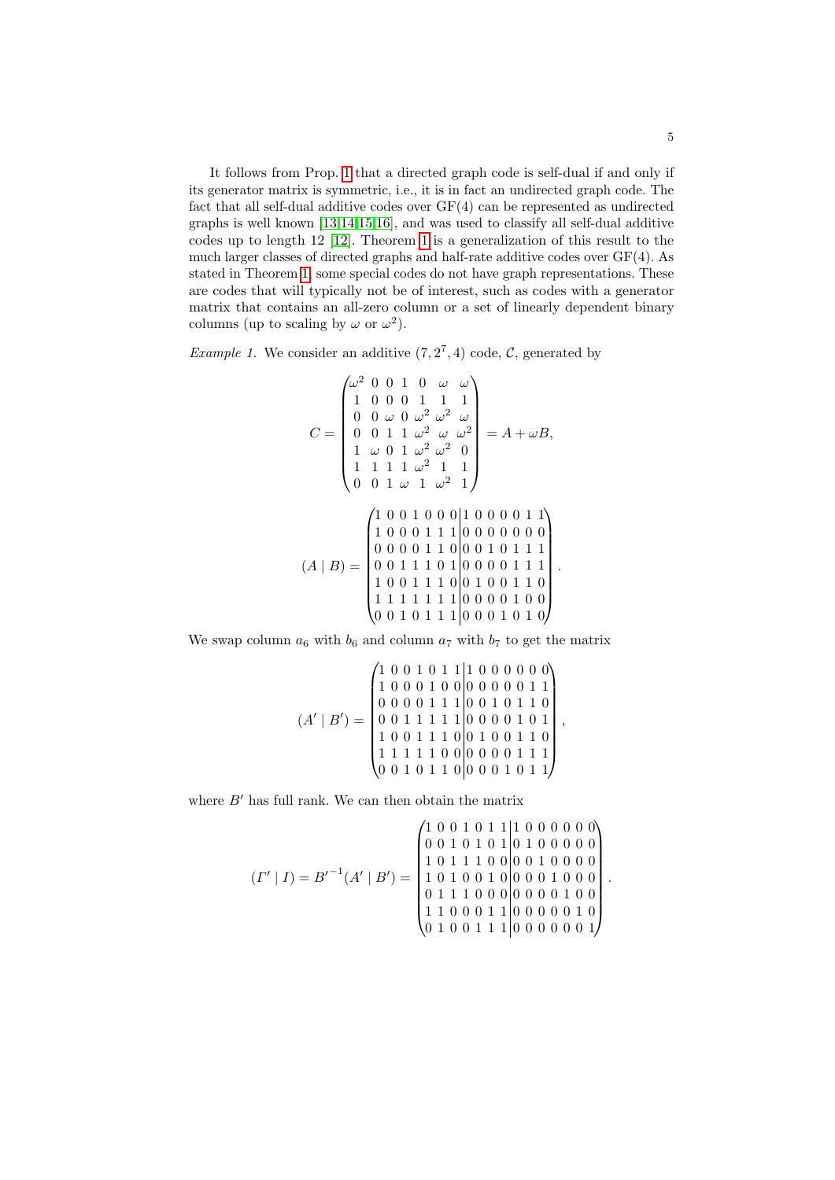It follows from Prop. 1 that a directed graph code is self-dual if and only if its generator matrix is symmetric, i.e., it is in fact an undirected graph code. The fact that all self-dual additive codes over GF(4) can be represented as undirected graphs is well known [13,14,15,16], and was used to classify all self-dual additive codes up to length 12 [12]. Theorem 1 is a generalization of this result to the much larger classes of directed graphs and half-rate additive codes over GF(4). As stated in Theorem 1, some special codes do not have graph representations. These are codes that will typically not be of interest, such as codes with a generator matrix that contains an all-zero column or a set of linearly dependent binary columns (up to scaling by $\omega$ or $\omega^2$).

*Example 1.* We consider an additive $(7, 2^7, 4)$ code, $\mathcal{C}$, generated by

$$C = \begin{pmatrix} \omega^2 & 0 & 0 & 1 & 0 & \omega & \omega \\ 1 & 0 & 0 & 0 & 1 & 1 & 1 \\ 0 & 0 & \omega & 0 & \omega^2 & \omega^2 & \omega \\ 0 & 0 & 1 & 1 & \omega^2 & \omega & \omega^2 \\ 1 & \omega & 0 & 1 & \omega^2 & \omega^2 & 0 \\ 1 & 1 & 1 & 1 & \omega^2 & 1 & 1 \\ 0 & 0 & 1 & \omega & 1 & \omega^2 & 1 \end{pmatrix} = A + \omega B,$$

$$(A \mid B) = \left(\begin{array}{ccccccc|ccccccc} 1&0&0&1&0&0&0&1&0&0&0&0&1&1 \\ 1&0&0&0&1&1&1&0&0&0&0&0&0&0 \\ 0&0&0&0&1&1&0&0&0&1&0&1&1&1 \\ 0&0&1&1&1&0&1&0&0&0&0&1&1&1 \\ 1&0&0&1&1&1&0&0&1&0&0&1&1&0 \\ 1&1&1&1&1&1&1&0&0&0&0&1&0&0 \\ 0&0&1&0&1&1&1&0&0&0&1&0&1&0 \end{array}\right).$$

We swap column $a_6$ with $b_6$ and column $a_7$ with $b_7$ to get the matrix

$$(A' \mid B') = \left(\begin{array}{ccccccc|ccccccc} 1&0&0&1&0&1&1&1&0&0&0&0&0&0 \\ 1&0&0&0&1&0&0&0&0&0&0&0&1&1 \\ 0&0&0&0&1&1&1&0&0&1&0&1&1&0 \\ 0&0&1&1&1&1&1&0&0&0&0&1&0&1 \\ 1&0&0&1&1&1&0&0&1&0&0&1&1&0 \\ 1&1&1&1&1&0&0&0&0&0&0&1&1&1 \\ 0&0&1&0&1&1&0&0&0&0&1&0&1&1 \end{array}\right),$$

where $B'$ has full rank. We can then obtain the matrix

$$(\varGamma' \mid I) = {B'}^{-1}(A' \mid B') = \left(\begin{array}{ccccccc|ccccccc} 1&0&0&1&0&1&1&1&0&0&0&0&0&0 \\ 0&0&1&0&1&0&1&0&1&0&0&0&0&0 \\ 1&0&1&1&1&0&0&0&0&1&0&0&0&0 \\ 1&0&1&0&0&1&0&0&0&0&1&0&0&0 \\ 0&1&1&1&0&0&0&0&0&0&0&1&0&0 \\ 1&1&0&0&0&1&1&0&0&0&0&0&1&0 \\ 0&1&0&0&1&1&1&0&0&0&0&0&0&1 \end{array}\right).$$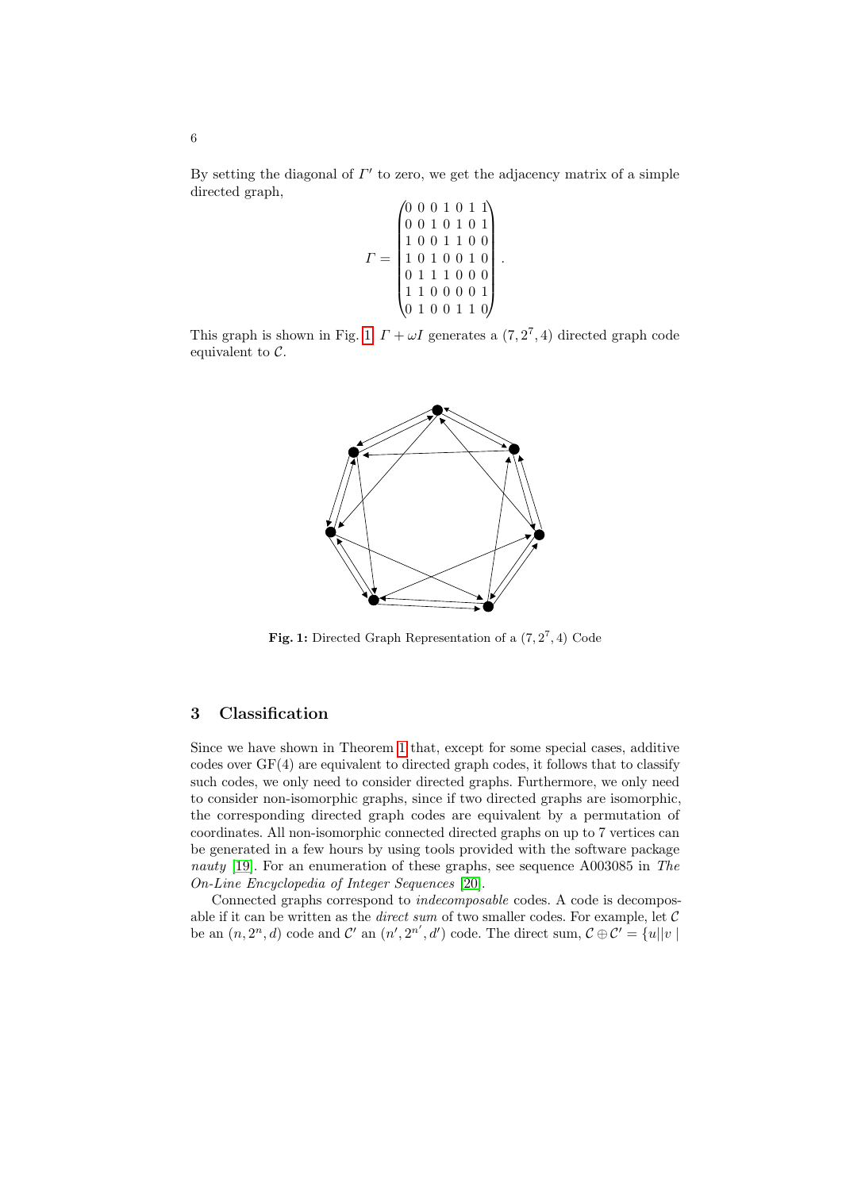By setting the diagonal of $\Gamma'$ to zero, we get the adjacency matrix of a simple directed graph,

$$\Gamma = \begin{pmatrix} 0&0&0&1&0&1&1 \\ 0&0&1&0&1&0&1 \\ 1&0&0&1&1&0&0 \\ 1&0&1&0&0&1&0 \\ 0&1&1&1&0&0&0 \\ 1&1&0&0&0&0&1 \\ 0&1&0&0&1&1&0 \end{pmatrix}.$$

This graph is shown in Fig. 1. $\Gamma + \omega I$ generates a $(7, 2^7, 4)$ directed graph code equivalent to $\mathcal{C}$.

**Fig. 1:** Directed Graph Representation of a $(7, 2^7, 4)$ Code

## 3 Classification

Since we have shown in Theorem 1 that, except for some special cases, additive codes over GF(4) are equivalent to directed graph codes, it follows that to classify such codes, we only need to consider directed graphs. Furthermore, we only need to consider non-isomorphic graphs, since if two directed graphs are isomorphic, the corresponding directed graph codes are equivalent by a permutation of coordinates. All non-isomorphic connected directed graphs on up to 7 vertices can be generated in a few hours by using tools provided with the software package *nauty* [19]. For an enumeration of these graphs, see sequence A003085 in *The On-Line Encyclopedia of Integer Sequences* [20].

Connected graphs correspond to *indecomposable* codes. A code is decomposable if it can be written as the *direct sum* of two smaller codes. For example, let $\mathcal{C}$ be an $(n, 2^n, d)$ code and $\mathcal{C}'$ an $(n', 2^{n'}, d')$ code. The direct sum, $\mathcal{C} \oplus \mathcal{C}' = \{u||v \mid$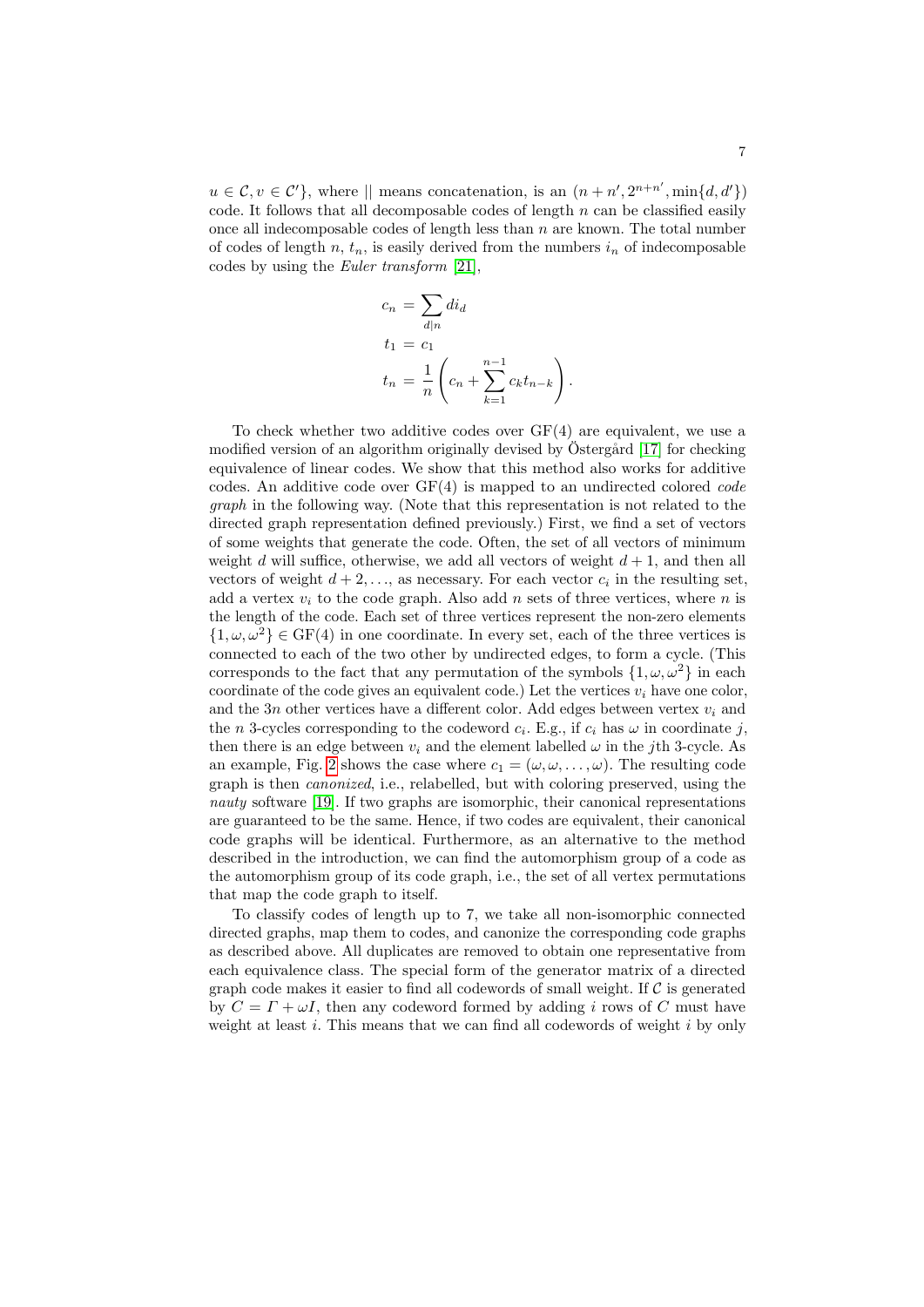$u \in \mathcal{C}, v \in \mathcal{C}'\}$, where $||$ means concatenation, is an $(n+n', 2^{n+n'}, \min\{d, d'\})$ code. It follows that all decomposable codes of length $n$ can be classified easily once all indecomposable codes of length less than $n$ are known. The total number of codes of length $n$, $t_n$, is easily derived from the numbers $i_n$ of indecomposable codes by using the *Euler transform* [21],

$$
\begin{aligned}
c_n &= \sum_{d|n} d i_d \\
t_1 &= c_1 \\
t_n &= \frac{1}{n}\left( c_n + \sum_{k=1}^{n-1} c_k t_{n-k} \right).
\end{aligned}
$$

To check whether two additive codes over GF(4) are equivalent, we use a modified version of an algorithm originally devised by Östergård [17] for checking equivalence of linear codes. We show that this method also works for additive codes. An additive code over GF(4) is mapped to an undirected colored *code graph* in the following way. (Note that this representation is not related to the directed graph representation defined previously.) First, we find a set of vectors of some weights that generate the code. Often, the set of all vectors of minimum weight $d$ will suffice, otherwise, we add all vectors of weight $d+1$, and then all vectors of weight $d+2, \ldots$, as necessary. For each vector $c_i$ in the resulting set, add a vertex $v_i$ to the code graph. Also add $n$ sets of three vertices, where $n$ is the length of the code. Each set of three vertices represent the non-zero elements $\{1, \omega, \omega^2\} \in \mathrm{GF}(4)$ in one coordinate. In every set, each of the three vertices is connected to each of the two other by undirected edges, to form a cycle. (This corresponds to the fact that any permutation of the symbols $\{1, \omega, \omega^2\}$ in each coordinate of the code gives an equivalent code.) Let the vertices $v_i$ have one color, and the $3n$ other vertices have a different color. Add edges between vertex $v_i$ and the $n$ 3-cycles corresponding to the codeword $c_i$. E.g., if $c_i$ has $\omega$ in coordinate $j$, then there is an edge between $v_i$ and the element labelled $\omega$ in the $j$th 3-cycle. As an example, Fig. 2 shows the case where $c_1 = (\omega, \omega, \ldots, \omega)$. The resulting code graph is then *canonized*, i.e., relabelled, but with coloring preserved, using the *nauty* software [19]. If two graphs are isomorphic, their canonical representations are guaranteed to be the same. Hence, if two codes are equivalent, their canonical code graphs will be identical. Furthermore, as an alternative to the method described in the introduction, we can find the automorphism group of a code as the automorphism group of its code graph, i.e., the set of all vertex permutations that map the code graph to itself.

To classify codes of length up to 7, we take all non-isomorphic connected directed graphs, map them to codes, and canonize the corresponding code graphs as described above. All duplicates are removed to obtain one representative from each equivalence class. The special form of the generator matrix of a directed graph code makes it easier to find all codewords of small weight. If $\mathcal{C}$ is generated by $C = \Gamma + \omega I$, then any codeword formed by adding $i$ rows of $C$ must have weight at least $i$. This means that we can find all codewords of weight $i$ by only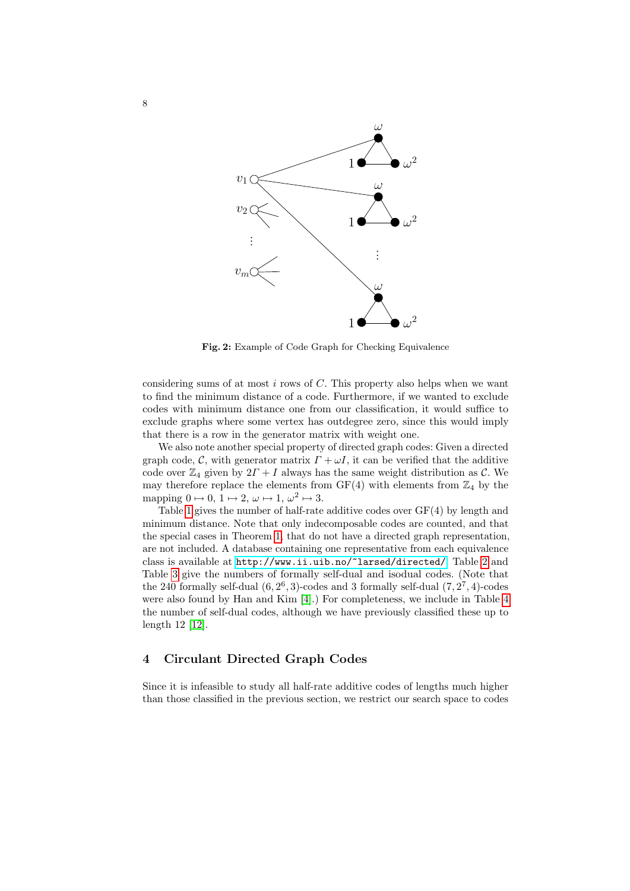**Fig. 2:** Example of Code Graph for Checking Equivalence

considering sums of at most $i$ rows of $C$. This property also helps when we want to find the minimum distance of a code. Furthermore, if we wanted to exclude codes with minimum distance one from our classification, it would suffice to exclude graphs where some vertex has outdegree zero, since this would imply that there is a row in the generator matrix with weight one.

We also note another special property of directed graph codes: Given a directed graph code, $\mathcal{C}$, with generator matrix $\Gamma + \omega I$, it can be verified that the additive code over $\mathbb{Z}_4$ given by $2\Gamma + I$ always has the same weight distribution as $\mathcal{C}$. We may therefore replace the elements from GF(4) with elements from $\mathbb{Z}_4$ by the mapping $0 \mapsto 0$, $1 \mapsto 2$, $\omega \mapsto 1$, $\omega^2 \mapsto 3$.

Table 1 gives the number of half-rate additive codes over GF(4) by length and minimum distance. Note that only indecomposable codes are counted, and that the special cases in Theorem 1, that do not have a directed graph representation, are not included. A database containing one representative from each equivalence class is available at http://www.ii.uib.no/~larsed/directed/. Table 2 and Table 3 give the numbers of formally self-dual and isodual codes. (Note that the 240 formally self-dual $(6, 2^6, 3)$-codes and 3 formally self-dual $(7, 2^7, 4)$-codes were also found by Han and Kim [4].) For completeness, we include in Table 4 the number of self-dual codes, although we have previously classified these up to length 12 [12].

## 4 Circulant Directed Graph Codes

Since it is infeasible to study all half-rate additive codes of lengths much higher than those classified in the previous section, we restrict our search space to codes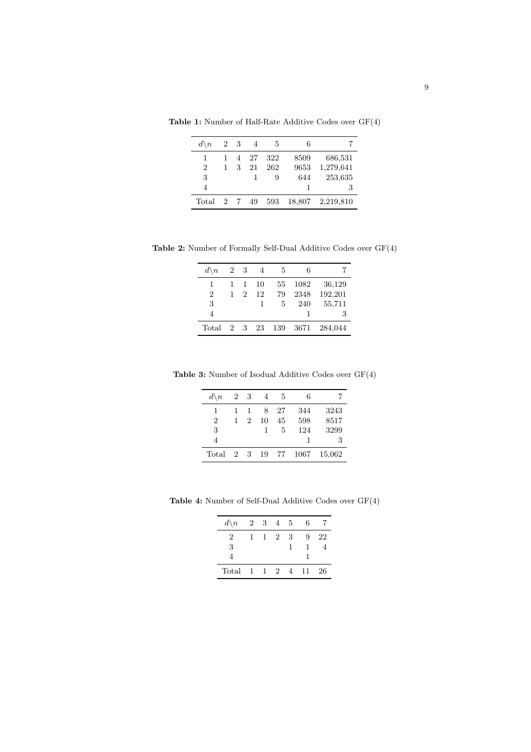**Table 1:** Number of Half-Rate Additive Codes over GF(4)

| $d\backslash n$ | 2 | 3 | 4 | 5 | 6 | 7 |
|---|---|---|---|---|---|---|
| 1 | 1 | 4 | 27 | 322 | 8509 | 686,531 |
| 2 | 1 | 3 | 21 | 262 | 9653 | 1,279,641 |
| 3 | | | 1 | 9 | 644 | 253,635 |
| 4 | | | | | 1 | 3 |
| Total | 2 | 7 | 49 | 593 | 18,807 | 2,219,810 |

**Table 2:** Number of Formally Self-Dual Additive Codes over GF(4)

| $d\backslash n$ | 2 | 3 | 4 | 5 | 6 | 7 |
|---|---|---|---|---|---|---|
| 1 | 1 | 1 | 10 | 55 | 1082 | 36,129 |
| 2 | 1 | 2 | 12 | 79 | 2348 | 192,201 |
| 3 | | | 1 | 5 | 240 | 55,711 |
| 4 | | | | | 1 | 3 |
| Total | 2 | 3 | 23 | 139 | 3671 | 284,044 |

**Table 3:** Number of Isodual Additive Codes over GF(4)

| $d\backslash n$ | 2 | 3 | 4 | 5 | 6 | 7 |
|---|---|---|---|---|---|---|
| 1 | 1 | 1 | 8 | 27 | 344 | 3243 |
| 2 | 1 | 2 | 10 | 45 | 598 | 8517 |
| 3 | | | 1 | 5 | 124 | 3299 |
| 4 | | | | | 1 | 3 |
| Total | 2 | 3 | 19 | 77 | 1067 | 15,062 |

**Table 4:** Number of Self-Dual Additive Codes over GF(4)

| $d\backslash n$ | 2 | 3 | 4 | 5 | 6 | 7 |
|---|---|---|---|---|---|---|
| 2 | 1 | 1 | 2 | 3 | 9 | 22 |
| 3 | | | | 1 | 1 | 4 |
| 4 | | | | | 1 | |
| Total | 1 | 1 | 2 | 4 | 11 | 26 |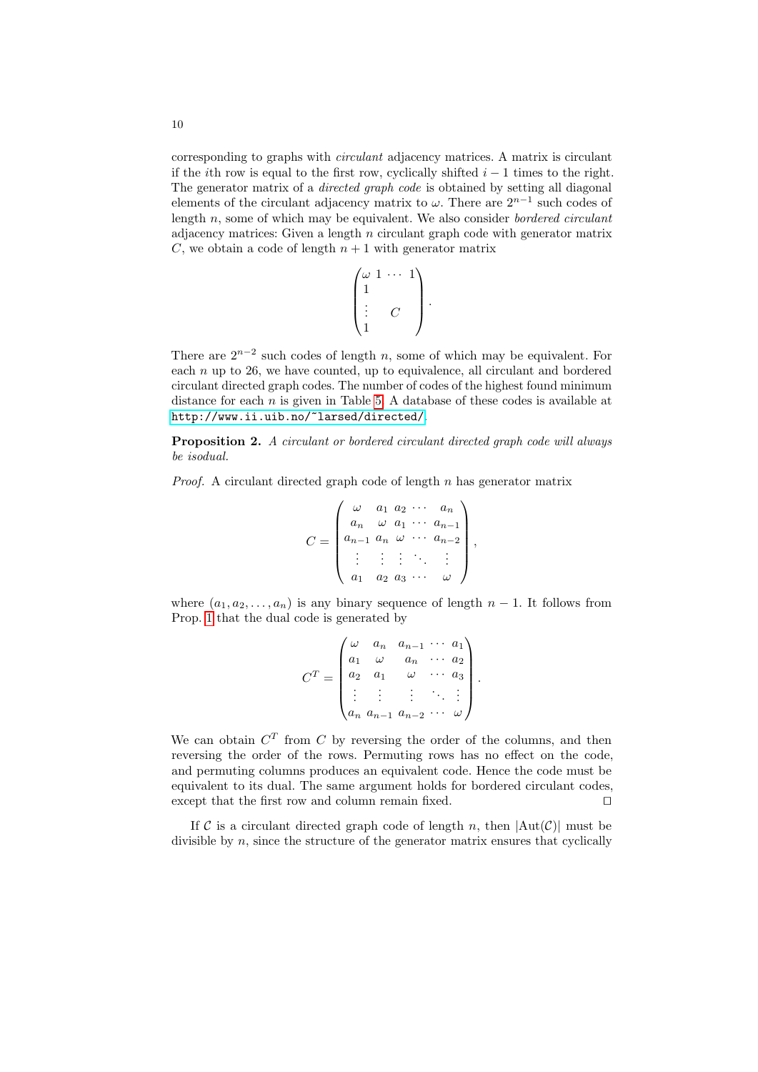corresponding to graphs with *circulant* adjacency matrices. A matrix is circulant if the $i$th row is equal to the first row, cyclically shifted $i-1$ times to the right. The generator matrix of a *directed graph code* is obtained by setting all diagonal elements of the circulant adjacency matrix to $\omega$. There are $2^{n-1}$ such codes of length $n$, some of which may be equivalent. We also consider *bordered circulant* adjacency matrices: Given a length $n$ circulant graph code with generator matrix $C$, we obtain a code of length $n+1$ with generator matrix

$$\begin{pmatrix} \omega & 1 & \cdots & 1 \\ 1 & & & \\ \vdots & & C & \\ 1 & & & \end{pmatrix}.$$

There are $2^{n-2}$ such codes of length $n$, some of which may be equivalent. For each $n$ up to 26, we have counted, up to equivalence, all circulant and bordered circulant directed graph codes. The number of codes of the highest found minimum distance for each $n$ is given in Table 5. A database of these codes is available at http://www.ii.uib.no/~larsed/directed/.

**Proposition 2.** *A circulant or bordered circulant directed graph code will always be isodual.*

*Proof.* A circulant directed graph code of length $n$ has generator matrix

$$C = \begin{pmatrix} \omega & a_1 & a_2 & \cdots & a_n \\ a_n & \omega & a_1 & \cdots & a_{n-1} \\ a_{n-1} & a_n & \omega & \cdots & a_{n-2} \\ \vdots & \vdots & \vdots & \ddots & \vdots \\ a_1 & a_2 & a_3 & \cdots & \omega \end{pmatrix},$$

where $(a_1, a_2, \ldots, a_n)$ is any binary sequence of length $n-1$. It follows from Prop. 1 that the dual code is generated by

$$C^T = \begin{pmatrix} \omega & a_n & a_{n-1} & \cdots & a_1 \\ a_1 & \omega & a_n & \cdots & a_2 \\ a_2 & a_1 & \omega & \cdots & a_3 \\ \vdots & \vdots & \vdots & \ddots & \vdots \\ a_n & a_{n-1} & a_{n-2} & \cdots & \omega \end{pmatrix}.$$

We can obtain $C^T$ from $C$ by reversing the order of the columns, and then reversing the order of the rows. Permuting rows has no effect on the code, and permuting columns produces an equivalent code. Hence the code must be equivalent to its dual. The same argument holds for bordered circulant codes, except that the first row and column remain fixed. $\square$

If $\mathcal{C}$ is a circulant directed graph code of length $n$, then $|\mathrm{Aut}(\mathcal{C})|$ must be divisible by $n$, since the structure of the generator matrix ensures that cyclically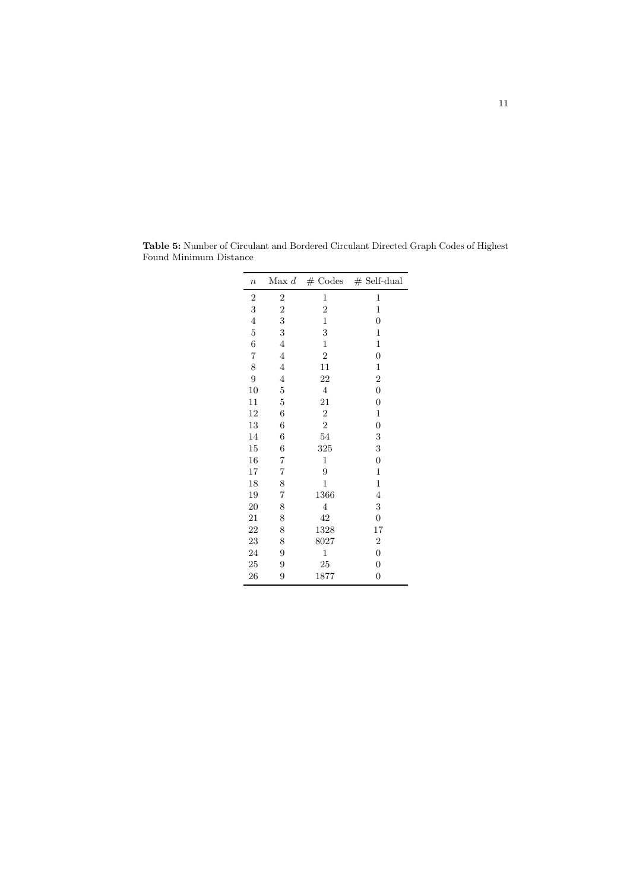**Table 5:** Number of Circulant and Bordered Circulant Directed Graph Codes of Highest Found Minimum Distance

| $n$ | Max $d$ | # Codes | # Self-dual |
|---|---|---|---|
| 2 | 2 | 1 | 1 |
| 3 | 2 | 2 | 1 |
| 4 | 3 | 1 | 0 |
| 5 | 3 | 3 | 1 |
| 6 | 4 | 1 | 1 |
| 7 | 4 | 2 | 0 |
| 8 | 4 | 11 | 1 |
| 9 | 4 | 22 | 2 |
| 10 | 5 | 4 | 0 |
| 11 | 5 | 21 | 0 |
| 12 | 6 | 2 | 1 |
| 13 | 6 | 2 | 0 |
| 14 | 6 | 54 | 3 |
| 15 | 6 | 325 | 3 |
| 16 | 7 | 1 | 0 |
| 17 | 7 | 9 | 1 |
| 18 | 8 | 1 | 1 |
| 19 | 7 | 1366 | 4 |
| 20 | 8 | 4 | 3 |
| 21 | 8 | 42 | 0 |
| 22 | 8 | 1328 | 17 |
| 23 | 8 | 8027 | 2 |
| 24 | 9 | 1 | 0 |
| 25 | 9 | 25 | 0 |
| 26 | 9 | 1877 | 0 |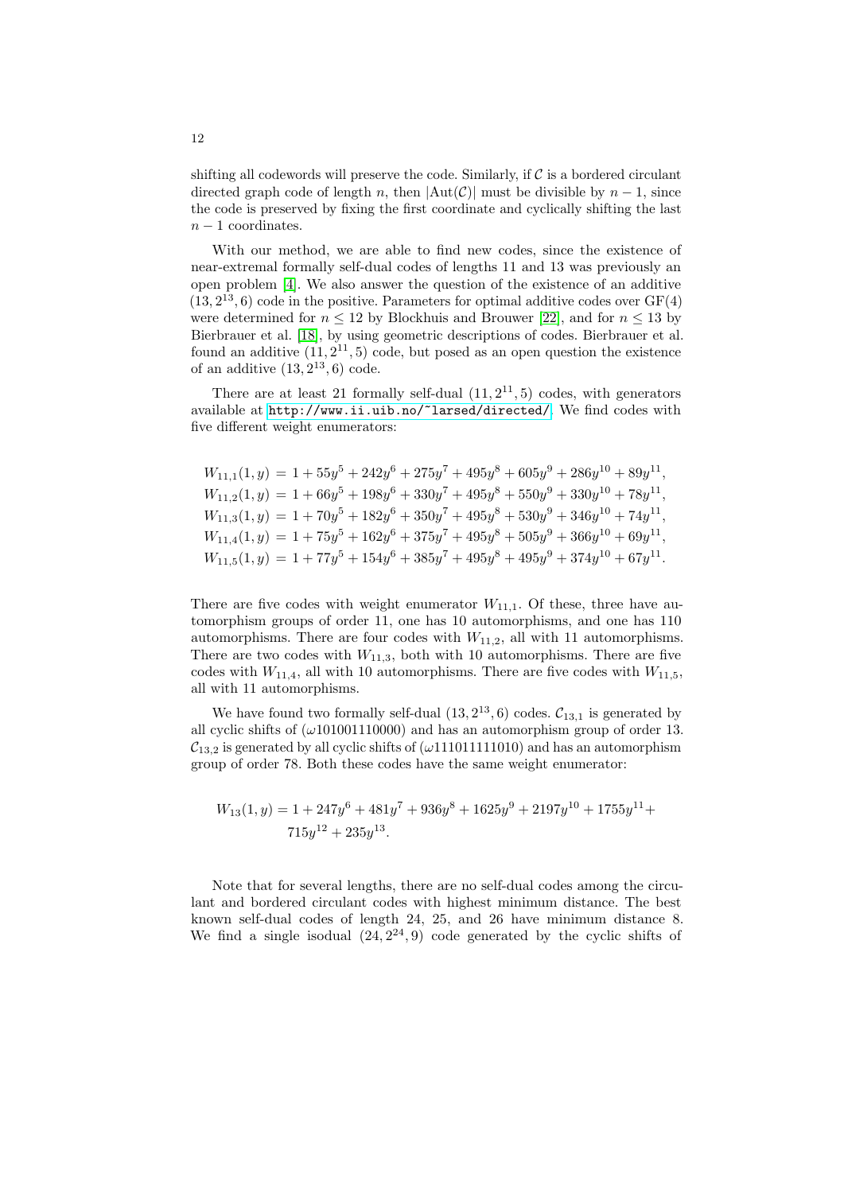shifting all codewords will preserve the code. Similarly, if $\mathcal{C}$ is a bordered circulant directed graph code of length $n$, then $|\mathrm{Aut}(\mathcal{C})|$ must be divisible by $n-1$, since the code is preserved by fixing the first coordinate and cyclically shifting the last $n-1$ coordinates.

With our method, we are able to find new codes, since the existence of near-extremal formally self-dual codes of lengths 11 and 13 was previously an open problem [4]. We also answer the question of the existence of an additive $(13, 2^{13}, 6)$ code in the positive. Parameters for optimal additive codes over $\mathrm{GF}(4)$ were determined for $n \leq 12$ by Blockhuis and Brouwer [22], and for $n \leq 13$ by Bierbrauer et al. [18], by using geometric descriptions of codes. Bierbrauer et al. found an additive $(11, 2^{11}, 5)$ code, but posed as an open question the existence of an additive $(13, 2^{13}, 6)$ code.

There are at least 21 formally self-dual $(11, 2^{11}, 5)$ codes, with generators available at http://www.ii.uib.no/~larsed/directed/. We find codes with five different weight enumerators:

$$W_{11,1}(1,y) = 1 + 55y^5 + 242y^6 + 275y^7 + 495y^8 + 605y^9 + 286y^{10} + 89y^{11},$$
$$W_{11,2}(1,y) = 1 + 66y^5 + 198y^6 + 330y^7 + 495y^8 + 550y^9 + 330y^{10} + 78y^{11},$$
$$W_{11,3}(1,y) = 1 + 70y^5 + 182y^6 + 350y^7 + 495y^8 + 530y^9 + 346y^{10} + 74y^{11},$$
$$W_{11,4}(1,y) = 1 + 75y^5 + 162y^6 + 375y^7 + 495y^8 + 505y^9 + 366y^{10} + 69y^{11},$$
$$W_{11,5}(1,y) = 1 + 77y^5 + 154y^6 + 385y^7 + 495y^8 + 495y^9 + 374y^{10} + 67y^{11}.$$

There are five codes with weight enumerator $W_{11,1}$. Of these, three have automorphism groups of order 11, one has 10 automorphisms, and one has 110 automorphisms. There are four codes with $W_{11,2}$, all with 11 automorphisms. There are two codes with $W_{11,3}$, both with 10 automorphisms. There are five codes with $W_{11,4}$, all with 10 automorphisms. There are five codes with $W_{11,5}$, all with 11 automorphisms.

We have found two formally self-dual $(13, 2^{13}, 6)$ codes. $\mathcal{C}_{13,1}$ is generated by all cyclic shifts of $(\omega 101001110000)$ and has an automorphism group of order 13. $\mathcal{C}_{13,2}$ is generated by all cyclic shifts of $(\omega 111011111010)$ and has an automorphism group of order 78. Both these codes have the same weight enumerator:

$$W_{13}(1,y) = 1 + 247y^6 + 481y^7 + 936y^8 + 1625y^9 + 2197y^{10} + 1755y^{11} + 715y^{12} + 235y^{13}.$$

Note that for several lengths, there are no self-dual codes among the circulant and bordered circulant codes with highest minimum distance. The best known self-dual codes of length 24, 25, and 26 have minimum distance 8. We find a single isodual $(24, 2^{24}, 9)$ code generated by the cyclic shifts of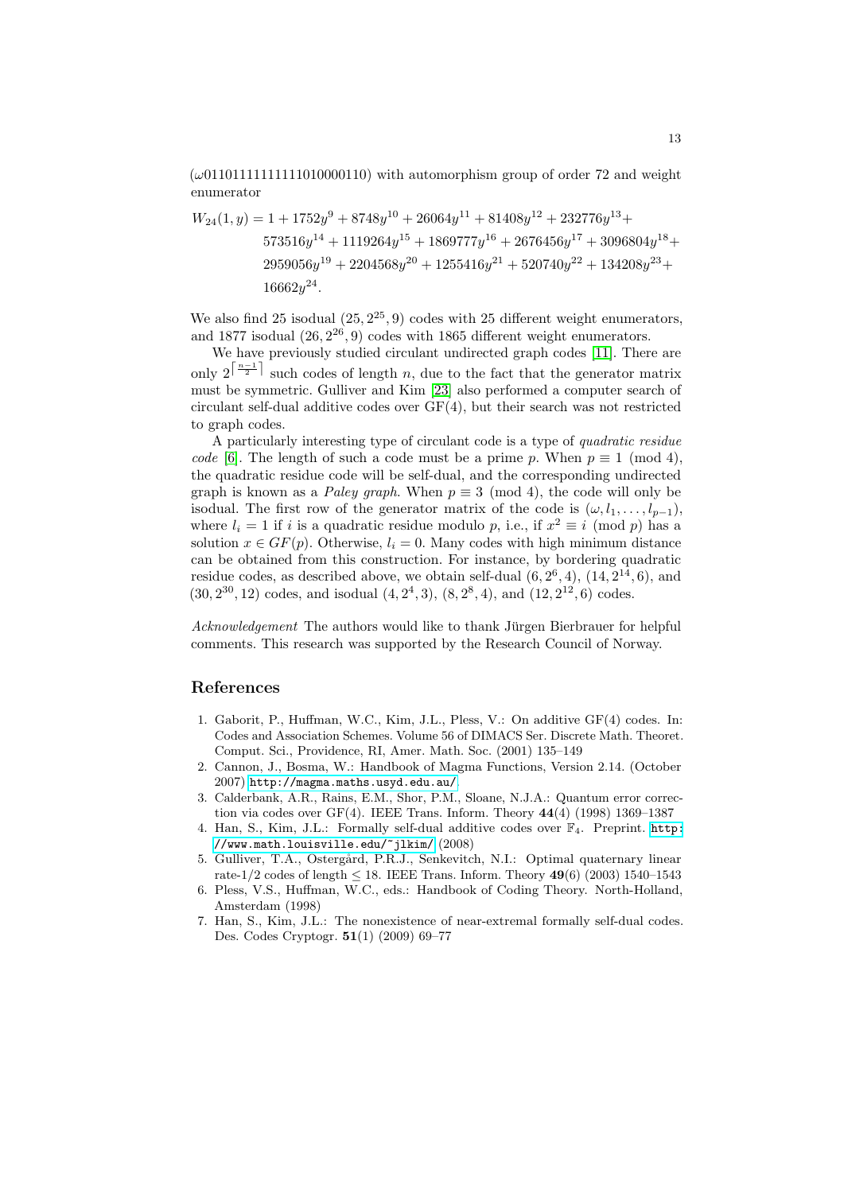$(\omega 01101111111111010000110)$ with automorphism group of order 72 and weight enumerator

$$
\begin{aligned}
W_{24}(1,y) = 1 &+ 1752y^9 + 8748y^{10} + 26064y^{11} + 81408y^{12} + 232776y^{13} + \\
&573516y^{14} + 1119264y^{15} + 1869777y^{16} + 2676456y^{17} + 3096804y^{18} + \\
&2959056y^{19} + 2204568y^{20} + 1255416y^{21} + 520740y^{22} + 134208y^{23} + \\
&16662y^{24}.
\end{aligned}
$$

We also find 25 isodual $(25, 2^{25}, 9)$ codes with 25 different weight enumerators, and 1877 isodual $(26, 2^{26}, 9)$ codes with 1865 different weight enumerators.

We have previously studied circulant undirected graph codes [11]. There are only $2^{\lceil \frac{n-1}{2} \rceil}$ such codes of length $n$, due to the fact that the generator matrix must be symmetric. Gulliver and Kim [23] also performed a computer search of circulant self-dual additive codes over GF(4), but their search was not restricted to graph codes.

A particularly interesting type of circulant code is a type of *quadratic residue code* [6]. The length of such a code must be a prime $p$. When $p \equiv 1 \pmod 4$, the quadratic residue code will be self-dual, and the corresponding undirected graph is known as a *Paley graph*. When $p \equiv 3 \pmod 4$, the code will only be isodual. The first row of the generator matrix of the code is $(\omega, l_1, \ldots, l_{p-1})$, where $l_i = 1$ if $i$ is a quadratic residue modulo $p$, i.e., if $x^2 \equiv i \pmod p$ has a solution $x \in GF(p)$. Otherwise, $l_i = 0$. Many codes with high minimum distance can be obtained from this construction. For instance, by bordering quadratic residue codes, as described above, we obtain self-dual $(6, 2^6, 4)$, $(14, 2^{14}, 6)$, and $(30, 2^{30}, 12)$ codes, and isodual $(4, 2^4, 3)$, $(8, 2^8, 4)$, and $(12, 2^{12}, 6)$ codes.

*Acknowledgement* The authors would like to thank Jürgen Bierbrauer for helpful comments. This research was supported by the Research Council of Norway.

## References

1. Gaborit, P., Huffman, W.C., Kim, J.L., Pless, V.: On additive GF(4) codes. In: Codes and Association Schemes. Volume 56 of DIMACS Ser. Discrete Math. Theoret. Comput. Sci., Providence, RI, Amer. Math. Soc. (2001) 135–149
2. Cannon, J., Bosma, W.: Handbook of Magma Functions, Version 2.14. (October 2007) http://magma.maths.usyd.edu.au/.
3. Calderbank, A.R., Rains, E.M., Shor, P.M., Sloane, N.J.A.: Quantum error correction via codes over GF(4). IEEE Trans. Inform. Theory **44**(4) (1998) 1369–1387
4. Han, S., Kim, J.L.: Formally self-dual additive codes over $\mathbb{F}_4$. Preprint. http://www.math.louisville.edu/~jlkim/ (2008)
5. Gulliver, T.A., Östergård, P.R.J., Senkevitch, N.I.: Optimal quaternary linear rate-1/2 codes of length ≤ 18. IEEE Trans. Inform. Theory **49**(6) (2003) 1540–1543
6. Pless, V.S., Huffman, W.C., eds.: Handbook of Coding Theory. North-Holland, Amsterdam (1998)
7. Han, S., Kim, J.L.: The nonexistence of near-extremal formally self-dual codes. Des. Codes Cryptogr. **51**(1) (2009) 69–77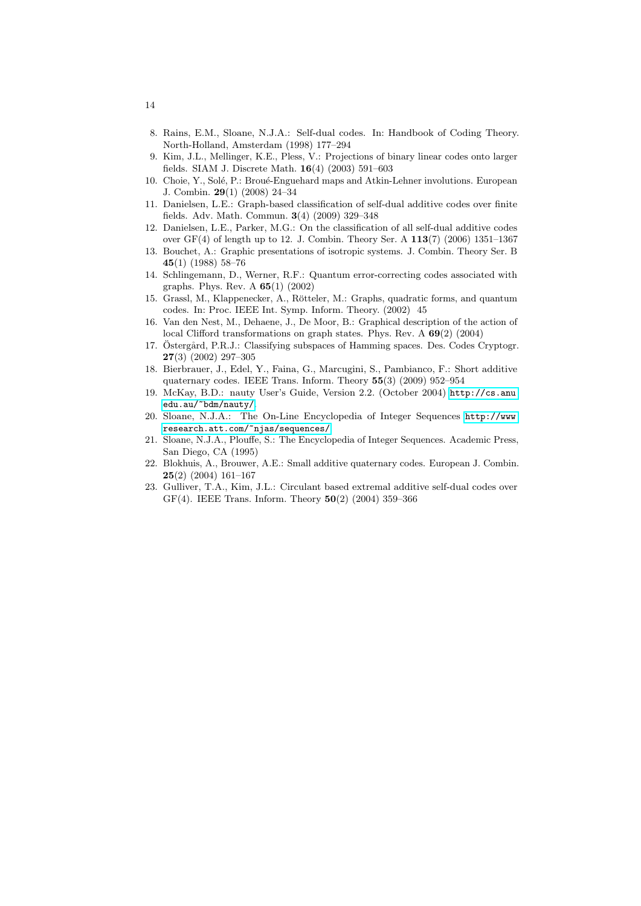8. Rains, E.M., Sloane, N.J.A.: Self-dual codes. In: Handbook of Coding Theory. North-Holland, Amsterdam (1998) 177–294
9. Kim, J.L., Mellinger, K.E., Pless, V.: Projections of binary linear codes onto larger fields. SIAM J. Discrete Math. **16**(4) (2003) 591–603
10. Choie, Y., Solé, P.: Broué-Enguehard maps and Atkin-Lehner involutions. European J. Combin. **29**(1) (2008) 24–34
11. Danielsen, L.E.: Graph-based classification of self-dual additive codes over finite fields. Adv. Math. Commun. **3**(4) (2009) 329–348
12. Danielsen, L.E., Parker, M.G.: On the classification of all self-dual additive codes over GF(4) of length up to 12. J. Combin. Theory Ser. A **113**(7) (2006) 1351–1367
13. Bouchet, A.: Graphic presentations of isotropic systems. J. Combin. Theory Ser. B **45**(1) (1988) 58–76
14. Schlingemann, D., Werner, R.F.: Quantum error-correcting codes associated with graphs. Phys. Rev. A **65**(1) (2002)
15. Grassl, M., Klappenecker, A., Rötteler, M.: Graphs, quadratic forms, and quantum codes. In: Proc. IEEE Int. Symp. Inform. Theory. (2002) 45
16. Van den Nest, M., Dehaene, J., De Moor, B.: Graphical description of the action of local Clifford transformations on graph states. Phys. Rev. A **69**(2) (2004)
17. Östergård, P.R.J.: Classifying subspaces of Hamming spaces. Des. Codes Cryptogr. **27**(3) (2002) 297–305
18. Bierbrauer, J., Edel, Y., Faina, G., Marcugini, S., Pambianco, F.: Short additive quaternary codes. IEEE Trans. Inform. Theory **55**(3) (2009) 952–954
19. McKay, B.D.: nauty User's Guide, Version 2.2. (October 2004) http://cs.anu.edu.au/~bdm/nauty/.
20. Sloane, N.J.A.: The On-Line Encyclopedia of Integer Sequences http://www.research.att.com/~njas/sequences/
21. Sloane, N.J.A., Plouffe, S.: The Encyclopedia of Integer Sequences. Academic Press, San Diego, CA (1995)
22. Blokhuis, A., Brouwer, A.E.: Small additive quaternary codes. European J. Combin. **25**(2) (2004) 161–167
23. Gulliver, T.A., Kim, J.L.: Circulant based extremal additive self-dual codes over GF(4). IEEE Trans. Inform. Theory **50**(2) (2004) 359–366